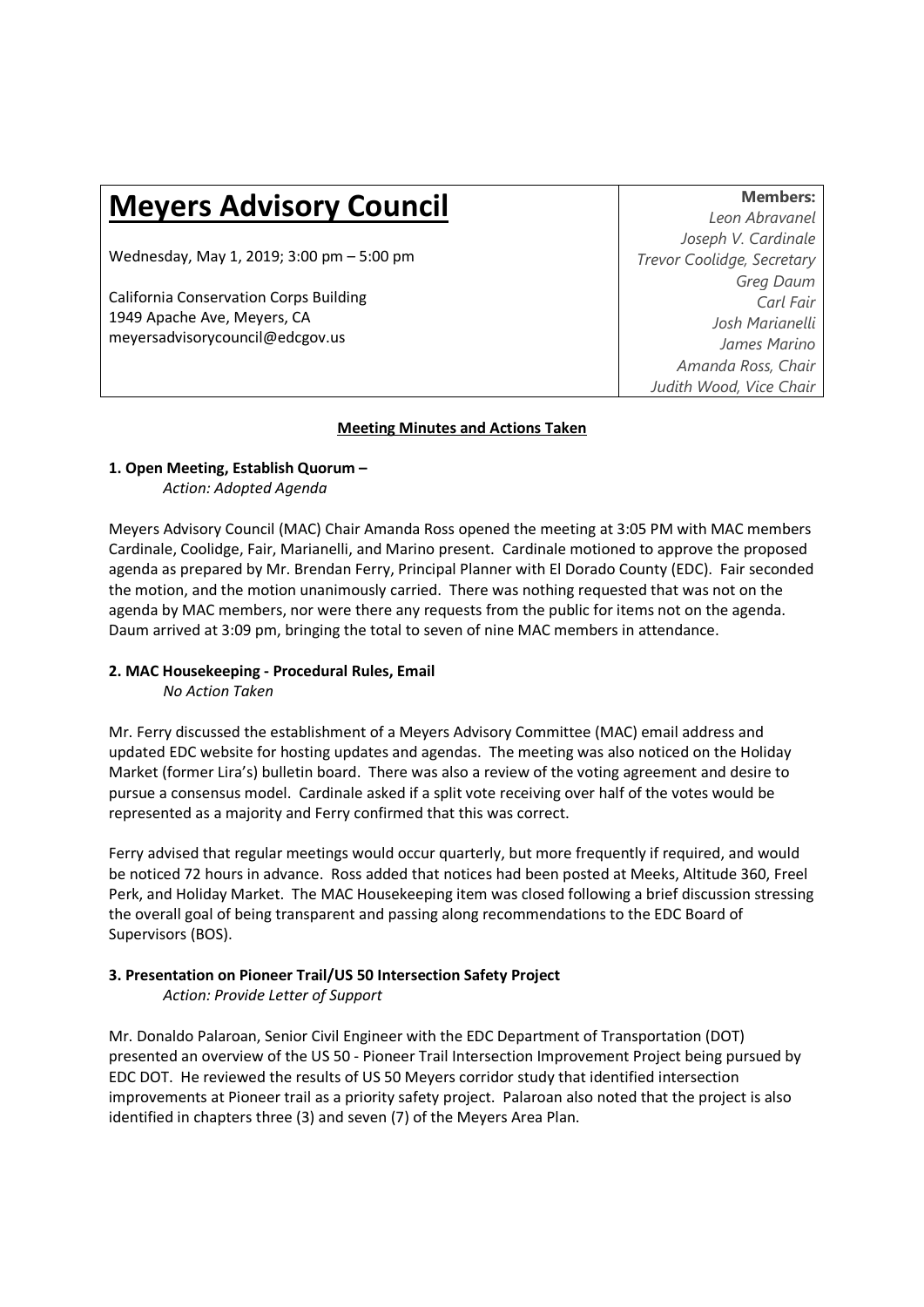# Meyers Advisory Council

Wednesday, May 1, 2019; 3:00 pm – 5:00 pm

California Conservation Corps Building
1949 Apache Ave, Meyers, CA
meyersadvisorycouncil@edcgov.us

**Members:**
*Leon Abravanel*
*Joseph V. Cardinale*
*Trevor Coolidge, Secretary*
*Greg Daum*
*Carl Fair*
*Josh Marianelli*
*James Marino*
*Amanda Ross, Chair*
*Judith Wood, Vice Chair*

**Meeting Minutes and Actions Taken**

**1. Open Meeting, Establish Quorum –**
*Action: Adopted Agenda*

Meyers Advisory Council (MAC) Chair Amanda Ross opened the meeting at 3:05 PM with MAC members Cardinale, Coolidge, Fair, Marianelli, and Marino present. Cardinale motioned to approve the proposed agenda as prepared by Mr. Brendan Ferry, Principal Planner with El Dorado County (EDC). Fair seconded the motion, and the motion unanimously carried. There was nothing requested that was not on the agenda by MAC members, nor were there any requests from the public for items not on the agenda. Daum arrived at 3:09 pm, bringing the total to seven of nine MAC members in attendance.

**2. MAC Housekeeping - Procedural Rules, Email**
*No Action Taken*

Mr. Ferry discussed the establishment of a Meyers Advisory Committee (MAC) email address and updated EDC website for hosting updates and agendas. The meeting was also noticed on the Holiday Market (former Lira's) bulletin board. There was also a review of the voting agreement and desire to pursue a consensus model. Cardinale asked if a split vote receiving over half of the votes would be represented as a majority and Ferry confirmed that this was correct.

Ferry advised that regular meetings would occur quarterly, but more frequently if required, and would be noticed 72 hours in advance. Ross added that notices had been posted at Meeks, Altitude 360, Freel Perk, and Holiday Market. The MAC Housekeeping item was closed following a brief discussion stressing the overall goal of being transparent and passing along recommendations to the EDC Board of Supervisors (BOS).

**3. Presentation on Pioneer Trail/US 50 Intersection Safety Project**
*Action: Provide Letter of Support*

Mr. Donaldo Palaroan, Senior Civil Engineer with the EDC Department of Transportation (DOT) presented an overview of the US 50 - Pioneer Trail Intersection Improvement Project being pursued by EDC DOT. He reviewed the results of US 50 Meyers corridor study that identified intersection improvements at Pioneer trail as a priority safety project. Palaroan also noted that the project is also identified in chapters three (3) and seven (7) of the Meyers Area Plan.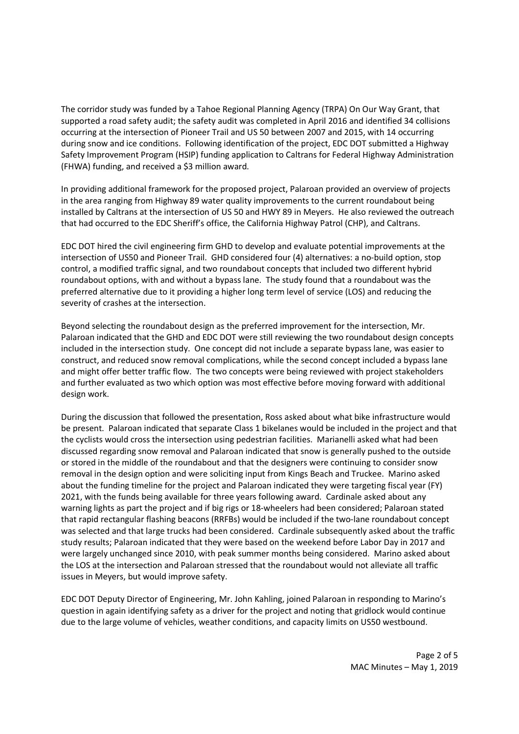The corridor study was funded by a Tahoe Regional Planning Agency (TRPA) On Our Way Grant, that supported a road safety audit; the safety audit was completed in April 2016 and identified 34 collisions occurring at the intersection of Pioneer Trail and US 50 between 2007 and 2015, with 14 occurring during snow and ice conditions. Following identification of the project, EDC DOT submitted a Highway Safety Improvement Program (HSIP) funding application to Caltrans for Federal Highway Administration (FHWA) funding, and received a $3 million award.

In providing additional framework for the proposed project, Palaroan provided an overview of projects in the area ranging from Highway 89 water quality improvements to the current roundabout being installed by Caltrans at the intersection of US 50 and HWY 89 in Meyers. He also reviewed the outreach that had occurred to the EDC Sheriff's office, the California Highway Patrol (CHP), and Caltrans.

EDC DOT hired the civil engineering firm GHD to develop and evaluate potential improvements at the intersection of US50 and Pioneer Trail. GHD considered four (4) alternatives: a no-build option, stop control, a modified traffic signal, and two roundabout concepts that included two different hybrid roundabout options, with and without a bypass lane. The study found that a roundabout was the preferred alternative due to it providing a higher long term level of service (LOS) and reducing the severity of crashes at the intersection.

Beyond selecting the roundabout design as the preferred improvement for the intersection, Mr. Palaroan indicated that the GHD and EDC DOT were still reviewing the two roundabout design concepts included in the intersection study. One concept did not include a separate bypass lane, was easier to construct, and reduced snow removal complications, while the second concept included a bypass lane and might offer better traffic flow. The two concepts were being reviewed with project stakeholders and further evaluated as two which option was most effective before moving forward with additional design work.

During the discussion that followed the presentation, Ross asked about what bike infrastructure would be present. Palaroan indicated that separate Class 1 bikelanes would be included in the project and that the cyclists would cross the intersection using pedestrian facilities. Marianelli asked what had been discussed regarding snow removal and Palaroan indicated that snow is generally pushed to the outside or stored in the middle of the roundabout and that the designers were continuing to consider snow removal in the design option and were soliciting input from Kings Beach and Truckee. Marino asked about the funding timeline for the project and Palaroan indicated they were targeting fiscal year (FY) 2021, with the funds being available for three years following award. Cardinale asked about any warning lights as part the project and if big rigs or 18-wheelers had been considered; Palaroan stated that rapid rectangular flashing beacons (RRFBs) would be included if the two-lane roundabout concept was selected and that large trucks had been considered. Cardinale subsequently asked about the traffic study results; Palaroan indicated that they were based on the weekend before Labor Day in 2017 and were largely unchanged since 2010, with peak summer months being considered. Marino asked about the LOS at the intersection and Palaroan stressed that the roundabout would not alleviate all traffic issues in Meyers, but would improve safety.

EDC DOT Deputy Director of Engineering, Mr. John Kahling, joined Palaroan in responding to Marino's question in again identifying safety as a driver for the project and noting that gridlock would continue due to the large volume of vehicles, weather conditions, and capacity limits on US50 westbound.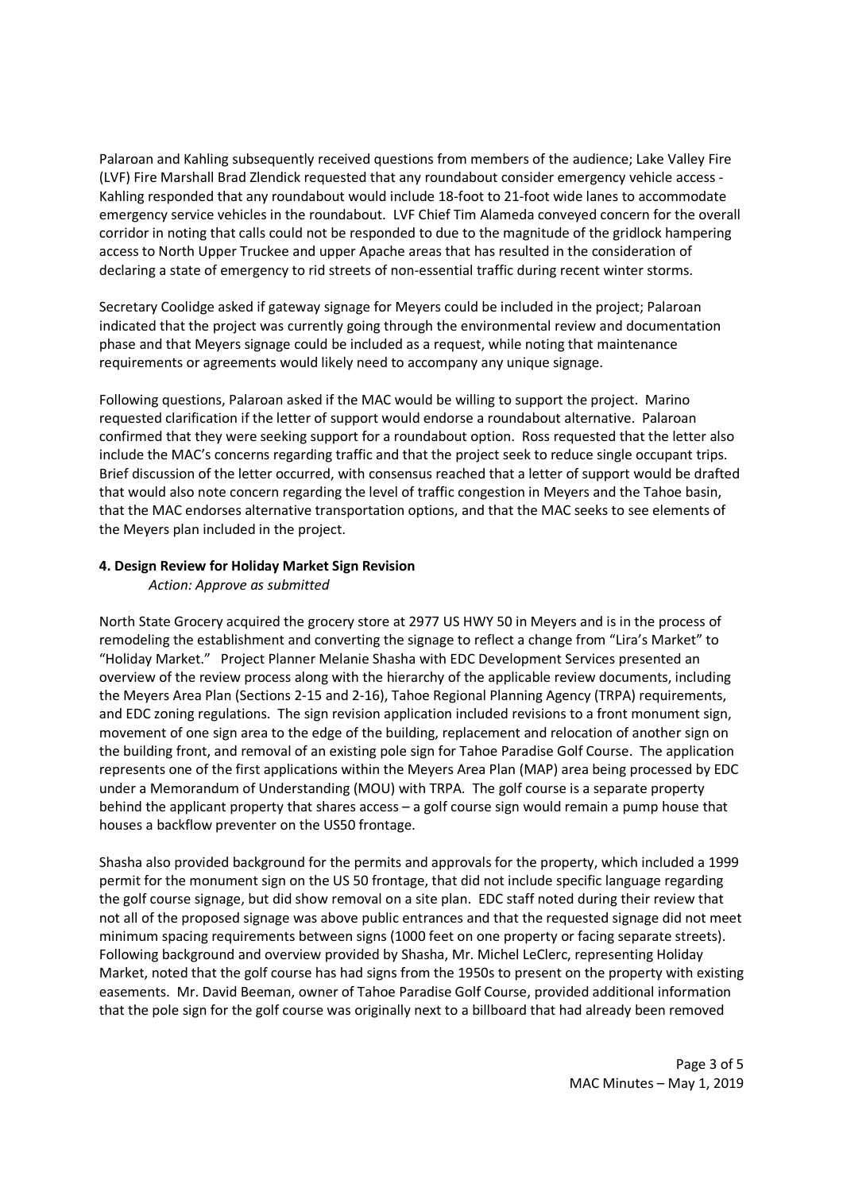Palaroan and Kahling subsequently received questions from members of the audience; Lake Valley Fire (LVF) Fire Marshall Brad Zlendick requested that any roundabout consider emergency vehicle access - Kahling responded that any roundabout would include 18-foot to 21-foot wide lanes to accommodate emergency service vehicles in the roundabout. LVF Chief Tim Alameda conveyed concern for the overall corridor in noting that calls could not be responded to due to the magnitude of the gridlock hampering access to North Upper Truckee and upper Apache areas that has resulted in the consideration of declaring a state of emergency to rid streets of non-essential traffic during recent winter storms.

Secretary Coolidge asked if gateway signage for Meyers could be included in the project; Palaroan indicated that the project was currently going through the environmental review and documentation phase and that Meyers signage could be included as a request, while noting that maintenance requirements or agreements would likely need to accompany any unique signage.

Following questions, Palaroan asked if the MAC would be willing to support the project. Marino requested clarification if the letter of support would endorse a roundabout alternative. Palaroan confirmed that they were seeking support for a roundabout option. Ross requested that the letter also include the MAC's concerns regarding traffic and that the project seek to reduce single occupant trips. Brief discussion of the letter occurred, with consensus reached that a letter of support would be drafted that would also note concern regarding the level of traffic congestion in Meyers and the Tahoe basin, that the MAC endorses alternative transportation options, and that the MAC seeks to see elements of the Meyers plan included in the project.

**4. Design Review for Holiday Market Sign Revision**

*Action: Approve as submitted*

North State Grocery acquired the grocery store at 2977 US HWY 50 in Meyers and is in the process of remodeling the establishment and converting the signage to reflect a change from "Lira's Market" to "Holiday Market." Project Planner Melanie Shasha with EDC Development Services presented an overview of the review process along with the hierarchy of the applicable review documents, including the Meyers Area Plan (Sections 2-15 and 2-16), Tahoe Regional Planning Agency (TRPA) requirements, and EDC zoning regulations. The sign revision application included revisions to a front monument sign, movement of one sign area to the edge of the building, replacement and relocation of another sign on the building front, and removal of an existing pole sign for Tahoe Paradise Golf Course. The application represents one of the first applications within the Meyers Area Plan (MAP) area being processed by EDC under a Memorandum of Understanding (MOU) with TRPA. The golf course is a separate property behind the applicant property that shares access – a golf course sign would remain a pump house that houses a backflow preventer on the US50 frontage.

Shasha also provided background for the permits and approvals for the property, which included a 1999 permit for the monument sign on the US 50 frontage, that did not include specific language regarding the golf course signage, but did show removal on a site plan. EDC staff noted during their review that not all of the proposed signage was above public entrances and that the requested signage did not meet minimum spacing requirements between signs (1000 feet on one property or facing separate streets). Following background and overview provided by Shasha, Mr. Michel LeClerc, representing Holiday Market, noted that the golf course has had signs from the 1950s to present on the property with existing easements. Mr. David Beeman, owner of Tahoe Paradise Golf Course, provided additional information that the pole sign for the golf course was originally next to a billboard that had already been removed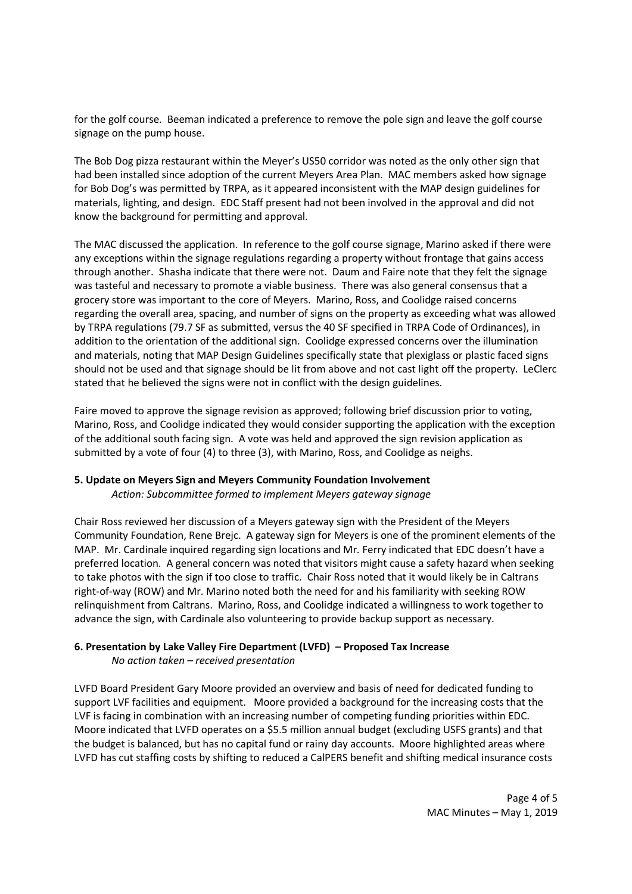for the golf course. Beeman indicated a preference to remove the pole sign and leave the golf course signage on the pump house.

The Bob Dog pizza restaurant within the Meyer's US50 corridor was noted as the only other sign that had been installed since adoption of the current Meyers Area Plan. MAC members asked how signage for Bob Dog's was permitted by TRPA, as it appeared inconsistent with the MAP design guidelines for materials, lighting, and design. EDC Staff present had not been involved in the approval and did not know the background for permitting and approval.

The MAC discussed the application. In reference to the golf course signage, Marino asked if there were any exceptions within the signage regulations regarding a property without frontage that gains access through another. Shasha indicate that there were not. Daum and Faire note that they felt the signage was tasteful and necessary to promote a viable business. There was also general consensus that a grocery store was important to the core of Meyers. Marino, Ross, and Coolidge raised concerns regarding the overall area, spacing, and number of signs on the property as exceeding what was allowed by TRPA regulations (79.7 SF as submitted, versus the 40 SF specified in TRPA Code of Ordinances), in addition to the orientation of the additional sign. Coolidge expressed concerns over the illumination and materials, noting that MAP Design Guidelines specifically state that plexiglass or plastic faced signs should not be used and that signage should be lit from above and not cast light off the property. LeClerc stated that he believed the signs were not in conflict with the design guidelines.

Faire moved to approve the signage revision as approved; following brief discussion prior to voting, Marino, Ross, and Coolidge indicated they would consider supporting the application with the exception of the additional south facing sign. A vote was held and approved the sign revision application as submitted by a vote of four (4) to three (3), with Marino, Ross, and Coolidge as neighs.

**5. Update on Meyers Sign and Meyers Community Foundation Involvement**

*Action: Subcommittee formed to implement Meyers gateway signage*

Chair Ross reviewed her discussion of a Meyers gateway sign with the President of the Meyers Community Foundation, Rene Brejc. A gateway sign for Meyers is one of the prominent elements of the MAP. Mr. Cardinale inquired regarding sign locations and Mr. Ferry indicated that EDC doesn't have a preferred location. A general concern was noted that visitors might cause a safety hazard when seeking to take photos with the sign if too close to traffic. Chair Ross noted that it would likely be in Caltrans right-of-way (ROW) and Mr. Marino noted both the need for and his familiarity with seeking ROW relinquishment from Caltrans. Marino, Ross, and Coolidge indicated a willingness to work together to advance the sign, with Cardinale also volunteering to provide backup support as necessary.

**6. Presentation by Lake Valley Fire Department (LVFD) – Proposed Tax Increase**

*No action taken – received presentation*

LVFD Board President Gary Moore provided an overview and basis of need for dedicated funding to support LVF facilities and equipment. Moore provided a background for the increasing costs that the LVF is facing in combination with an increasing number of competing funding priorities within EDC. Moore indicated that LVFD operates on a \$5.5 million annual budget (excluding USFS grants) and that the budget is balanced, but has no capital fund or rainy day accounts. Moore highlighted areas where LVFD has cut staffing costs by shifting to reduced a CalPERS benefit and shifting medical insurance costs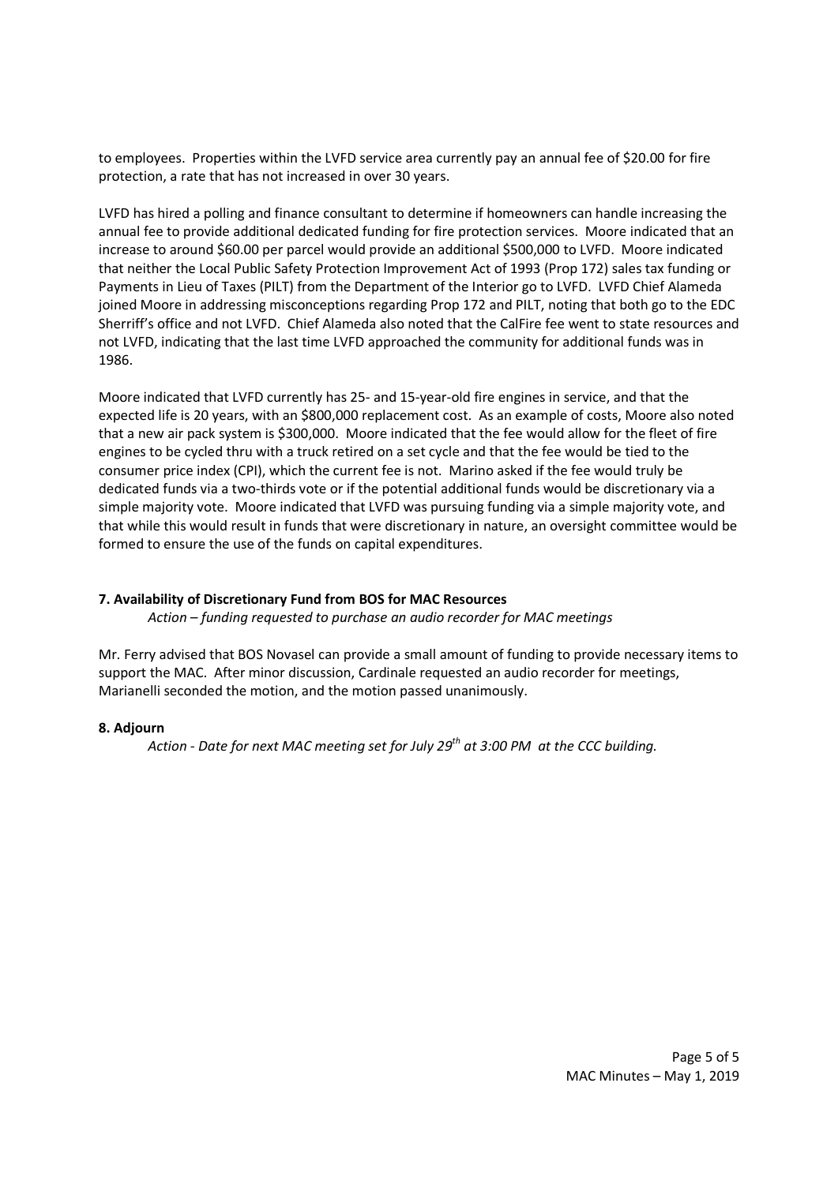to employees. Properties within the LVFD service area currently pay an annual fee of $20.00 for fire protection, a rate that has not increased in over 30 years.

LVFD has hired a polling and finance consultant to determine if homeowners can handle increasing the annual fee to provide additional dedicated funding for fire protection services. Moore indicated that an increase to around $60.00 per parcel would provide an additional $500,000 to LVFD. Moore indicated that neither the Local Public Safety Protection Improvement Act of 1993 (Prop 172) sales tax funding or Payments in Lieu of Taxes (PILT) from the Department of the Interior go to LVFD. LVFD Chief Alameda joined Moore in addressing misconceptions regarding Prop 172 and PILT, noting that both go to the EDC Sherriff's office and not LVFD. Chief Alameda also noted that the CalFire fee went to state resources and not LVFD, indicating that the last time LVFD approached the community for additional funds was in 1986.

Moore indicated that LVFD currently has 25- and 15-year-old fire engines in service, and that the expected life is 20 years, with an $800,000 replacement cost. As an example of costs, Moore also noted that a new air pack system is $300,000. Moore indicated that the fee would allow for the fleet of fire engines to be cycled thru with a truck retired on a set cycle and that the fee would be tied to the consumer price index (CPI), which the current fee is not. Marino asked if the fee would truly be dedicated funds via a two-thirds vote or if the potential additional funds would be discretionary via a simple majority vote. Moore indicated that LVFD was pursuing funding via a simple majority vote, and that while this would result in funds that were discretionary in nature, an oversight committee would be formed to ensure the use of the funds on capital expenditures.

**7. Availability of Discretionary Fund from BOS for MAC Resources**

*Action – funding requested to purchase an audio recorder for MAC meetings*

Mr. Ferry advised that BOS Novasel can provide a small amount of funding to provide necessary items to support the MAC. After minor discussion, Cardinale requested an audio recorder for meetings, Marianelli seconded the motion, and the motion passed unanimously.

**8. Adjourn**

*Action - Date for next MAC meeting set for July 29th at 3:00 PM at the CCC building.*